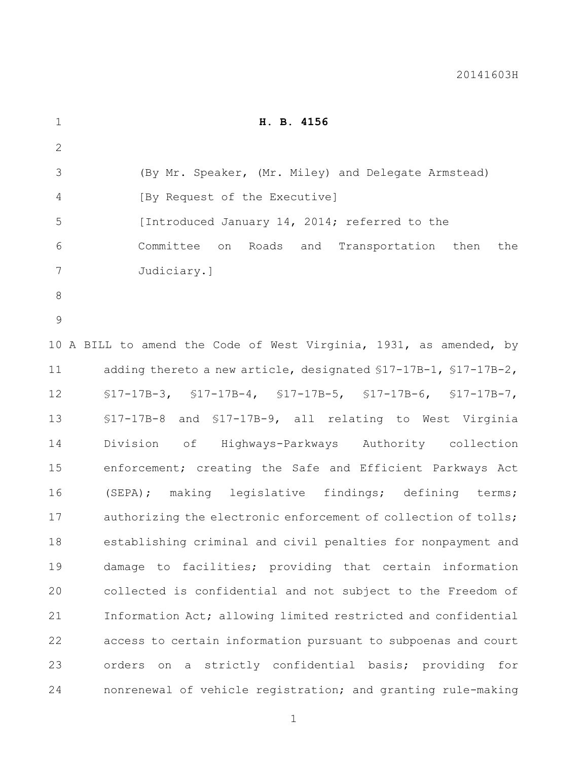20141603H

**H. B. 4156**

(By Mr. Speaker, (Mr. Miley) and Delegate Armstead)

[By Request of the Executive]

[Introduced January 14, 2014; referred to the Committee on Roads and Transportation then the Judiciary.]

A BILL to amend the Code of West Virginia, 1931, as amended, by adding thereto a new article, designated §17-17B-1, §17-17B-2, §17-17B-3, §17-17B-4, §17-17B-5, §17-17B-6, §17-17B-7, §17-17B-8 and §17-17B-9, all relating to West Virginia Division of Highways-Parkways Authority collection enforcement; creating the Safe and Efficient Parkways Act (SEPA); making legislative findings; defining terms; authorizing the electronic enforcement of collection of tolls; establishing criminal and civil penalties for nonpayment and damage to facilities; providing that certain information collected is confidential and not subject to the Freedom of Information Act; allowing limited restricted and confidential access to certain information pursuant to subpoenas and court orders on a strictly confidential basis; providing for nonrenewal of vehicle registration; and granting rule-making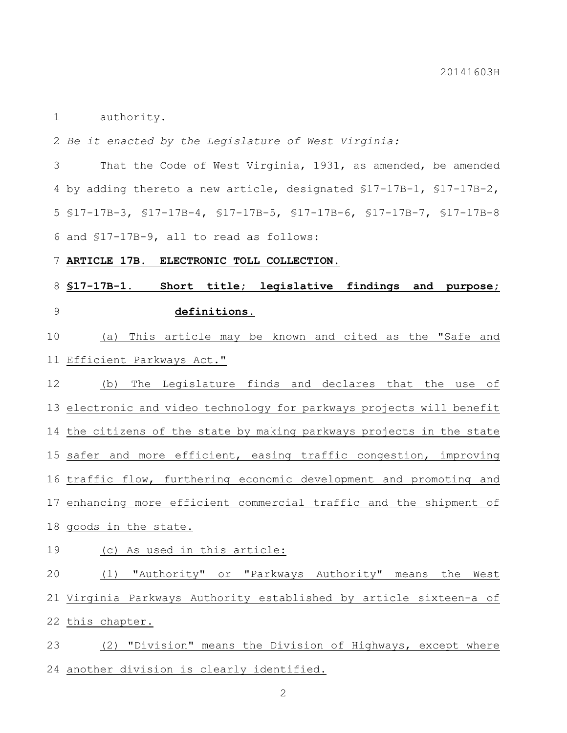authority.

*Be it enacted by the Legislature of West Virginia:*

That the Code of West Virginia, 1931, as amended, be amended by adding thereto a new article, designated §17-17B-1, §17-17B-2, §17-17B-3, §17-17B-4, §17-17B-5, §17-17B-6, §17-17B-7, §17-17B-8 and §17-17B-9, all to read as follows:

**ARTICLE 17B. ELECTRONIC TOLL COLLECTION.**

**§17-17B-1. Short title; legislative findings and purpose; definitions.**

(a) This article may be known and cited as the "Safe and Efficient Parkways Act."

(b) The Legislature finds and declares that the use of electronic and video technology for parkways projects will benefit the citizens of the state by making parkways projects in the state safer and more efficient, easing traffic congestion, improving traffic flow, furthering economic development and promoting and enhancing more efficient commercial traffic and the shipment of goods in the state.

(c) As used in this article:

(1) "Authority" or "Parkways Authority" means the West Virginia Parkways Authority established by article sixteen-a of this chapter.

(2) "Division" means the Division of Highways, except where another division is clearly identified.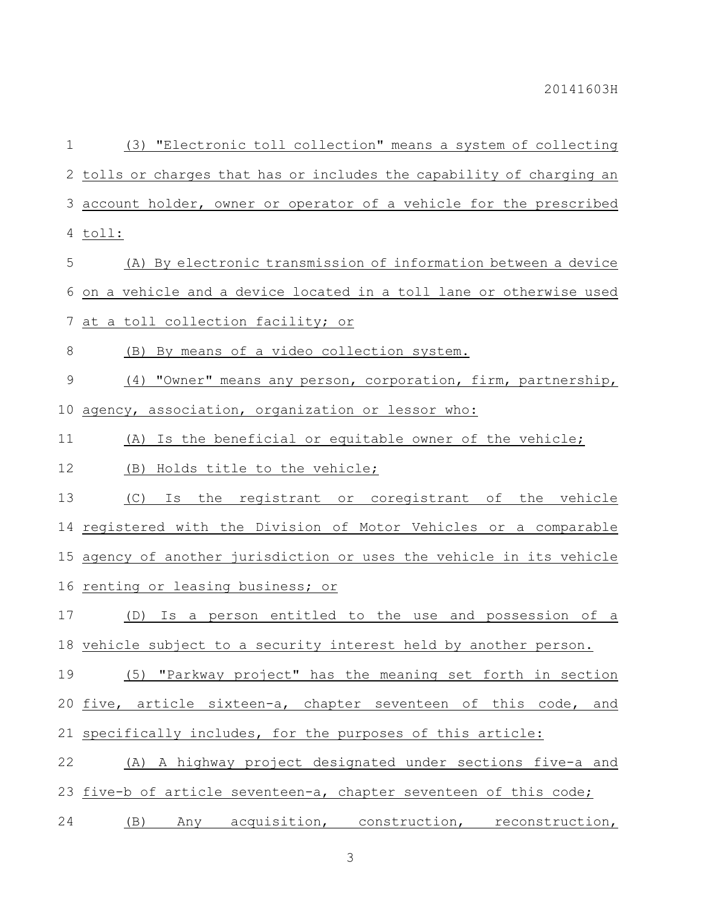(3) "Electronic toll collection" means a system of collecting tolls or charges that has or includes the capability of charging an account holder, owner or operator of a vehicle for the prescribed toll:

(A) By electronic transmission of information between a device on a vehicle and a device located in a toll lane or otherwise used at a toll collection facility; or

(B) By means of a video collection system.

(4) "Owner" means any person, corporation, firm, partnership, agency, association, organization or lessor who:

(A) Is the beneficial or equitable owner of the vehicle;

(B) Holds title to the vehicle;

(C) Is the registrant or coregistrant of the vehicle registered with the Division of Motor Vehicles or a comparable agency of another jurisdiction or uses the vehicle in its vehicle renting or leasing business; or

(D) Is a person entitled to the use and possession of a vehicle subject to a security interest held by another person.

(5) "Parkway project" has the meaning set forth in section five, article sixteen-a, chapter seventeen of this code, and specifically includes, for the purposes of this article:

(A) A highway project designated under sections five-a and five-b of article seventeen-a, chapter seventeen of this code;

(B) Any acquisition, construction, reconstruction,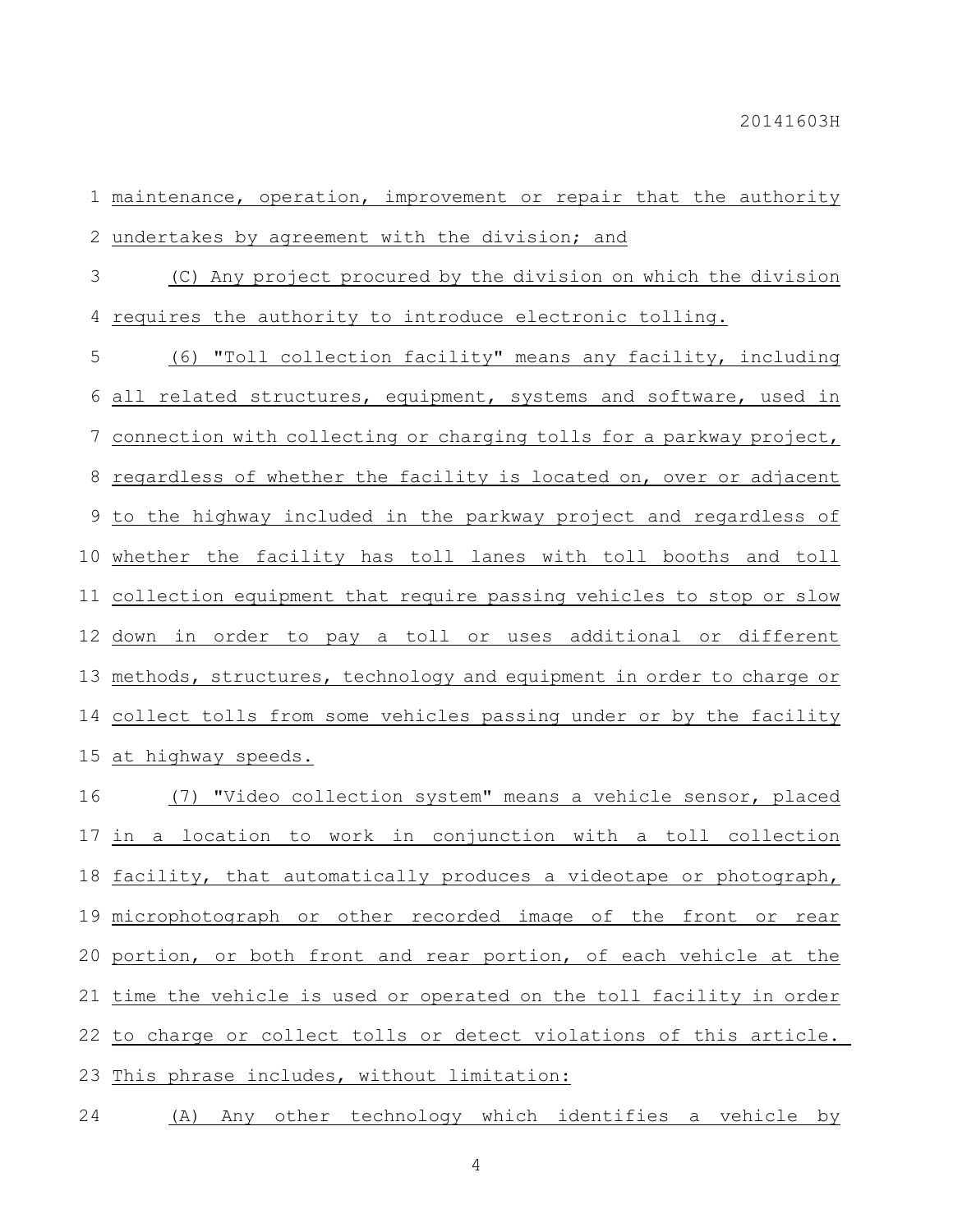maintenance, operation, improvement or repair that the authority undertakes by agreement with the division; and

(C) Any project procured by the division on which the division requires the authority to introduce electronic tolling.

(6) "Toll collection facility" means any facility, including all related structures, equipment, systems and software, used in connection with collecting or charging tolls for a parkway project, regardless of whether the facility is located on, over or adjacent to the highway included in the parkway project and regardless of whether the facility has toll lanes with toll booths and toll collection equipment that require passing vehicles to stop or slow down in order to pay a toll or uses additional or different methods, structures, technology and equipment in order to charge or collect tolls from some vehicles passing under or by the facility at highway speeds.

(7) "Video collection system" means a vehicle sensor, placed in a location to work in conjunction with a toll collection facility, that automatically produces a videotape or photograph, microphotograph or other recorded image of the front or rear portion, or both front and rear portion, of each vehicle at the time the vehicle is used or operated on the toll facility in order to charge or collect tolls or detect violations of this article. This phrase includes, without limitation:

(A) Any other technology which identifies a vehicle by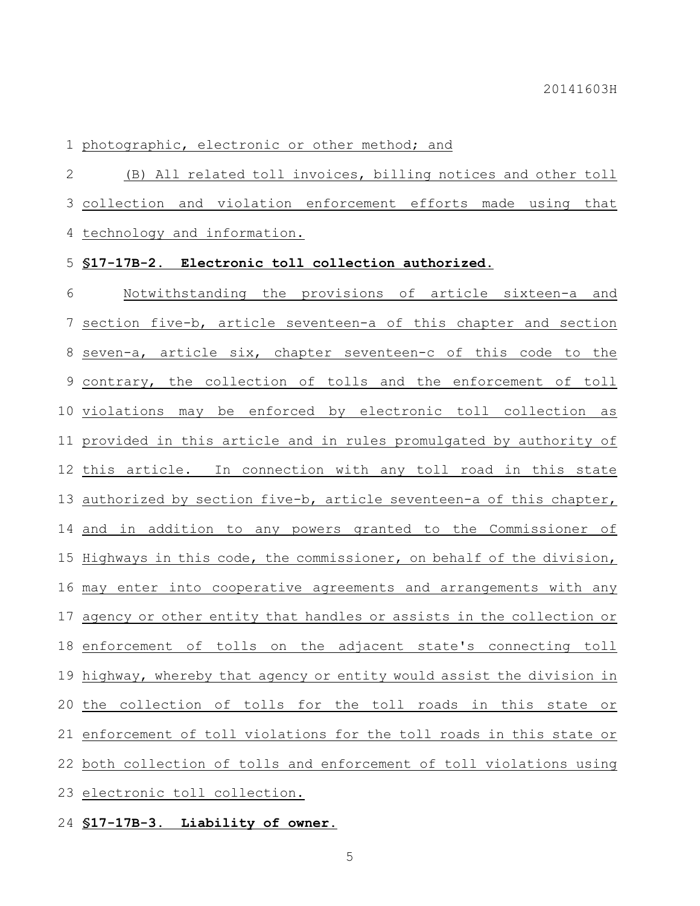photographic, electronic or other method; and

(B) All related toll invoices, billing notices and other toll collection and violation enforcement efforts made using that technology and information.

**§17-17B-2. Electronic toll collection authorized.**

Notwithstanding the provisions of article sixteen-a and section five-b, article seventeen-a of this chapter and section seven-a, article six, chapter seventeen-c of this code to the contrary, the collection of tolls and the enforcement of toll violations may be enforced by electronic toll collection as provided in this article and in rules promulgated by authority of this article. In connection with any toll road in this state authorized by section five-b, article seventeen-a of this chapter, and in addition to any powers granted to the Commissioner of Highways in this code, the commissioner, on behalf of the division, may enter into cooperative agreements and arrangements with any agency or other entity that handles or assists in the collection or enforcement of tolls on the adjacent state's connecting toll highway, whereby that agency or entity would assist the division in the collection of tolls for the toll roads in this state or enforcement of toll violations for the toll roads in this state or both collection of tolls and enforcement of toll violations using electronic toll collection.

**§17-17B-3. Liability of owner.**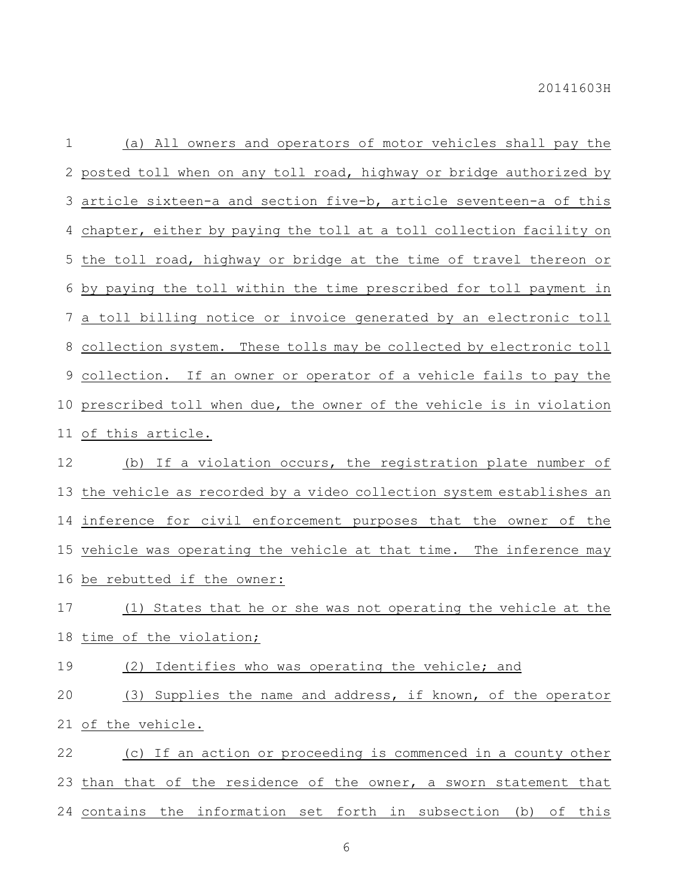(a) All owners and operators of motor vehicles shall pay the posted toll when on any toll road, highway or bridge authorized by article sixteen-a and section five-b, article seventeen-a of this chapter, either by paying the toll at a toll collection facility on the toll road, highway or bridge at the time of travel thereon or by paying the toll within the time prescribed for toll payment in a toll billing notice or invoice generated by an electronic toll collection system. These tolls may be collected by electronic toll collection. If an owner or operator of a vehicle fails to pay the prescribed toll when due, the owner of the vehicle is in violation of this article.

(b) If a violation occurs, the registration plate number of the vehicle as recorded by a video collection system establishes an inference for civil enforcement purposes that the owner of the vehicle was operating the vehicle at that time. The inference may be rebutted if the owner:

(1) States that he or she was not operating the vehicle at the time of the violation;

(2) Identifies who was operating the vehicle; and

(3) Supplies the name and address, if known, of the operator of the vehicle.

(c) If an action or proceeding is commenced in a county other than that of the residence of the owner, a sworn statement that contains the information set forth in subsection (b) of this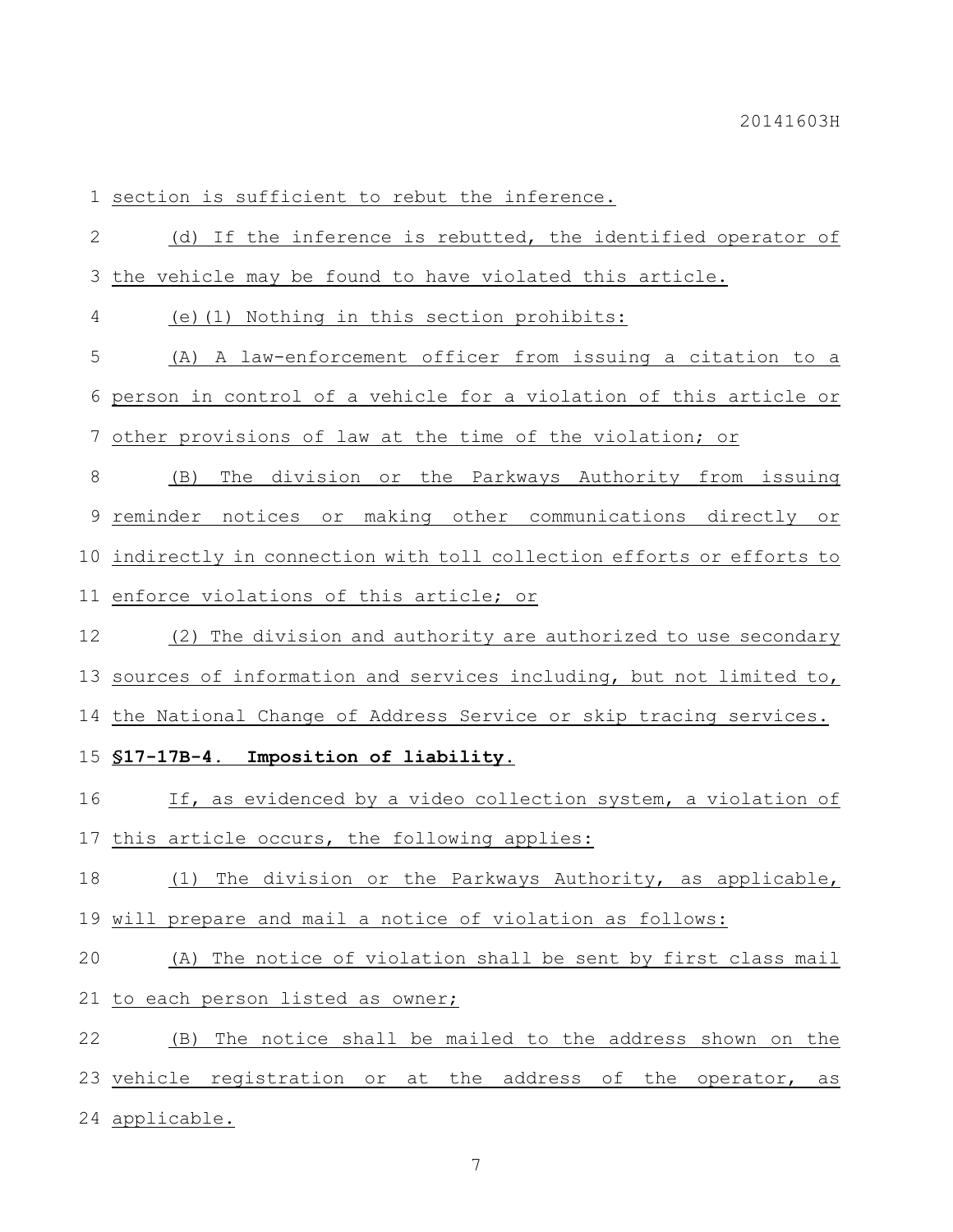section is sufficient to rebut the inference.

(d) If the inference is rebutted, the identified operator of the vehicle may be found to have violated this article.

(e)(1) Nothing in this section prohibits:

(A) A law-enforcement officer from issuing a citation to a person in control of a vehicle for a violation of this article or other provisions of law at the time of the violation; or

(B) The division or the Parkways Authority from issuing reminder notices or making other communications directly or indirectly in connection with toll collection efforts or efforts to enforce violations of this article; or

(2) The division and authority are authorized to use secondary sources of information and services including, but not limited to, the National Change of Address Service or skip tracing services.

**§17-17B-4. Imposition of liability.**

If, as evidenced by a video collection system, a violation of this article occurs, the following applies:

(1) The division or the Parkways Authority, as applicable, will prepare and mail a notice of violation as follows:

(A) The notice of violation shall be sent by first class mail to each person listed as owner;

(B) The notice shall be mailed to the address shown on the vehicle registration or at the address of the operator, as applicable.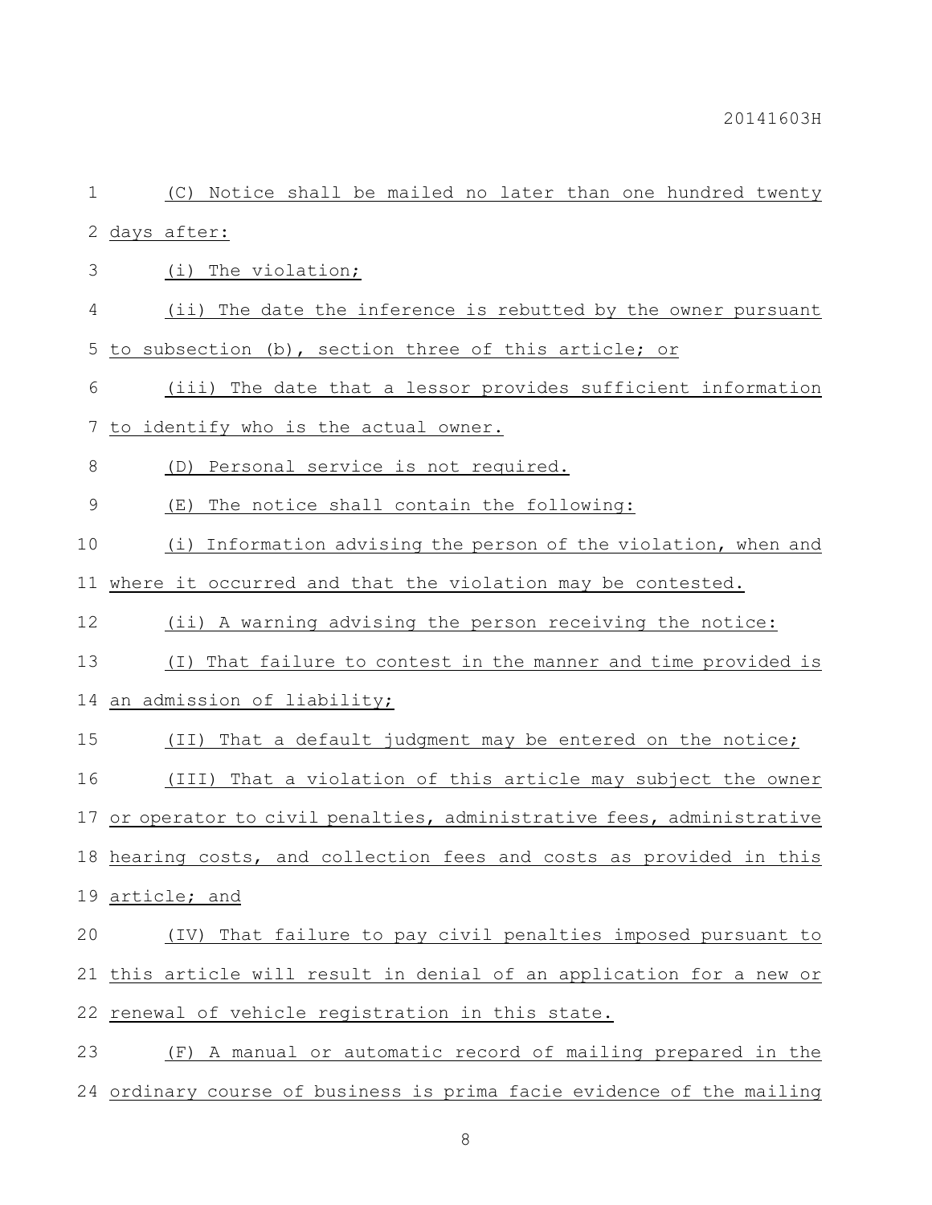(C) Notice shall be mailed no later than one hundred twenty days after:

(i) The violation;

(ii) The date the inference is rebutted by the owner pursuant to subsection (b), section three of this article; or

(iii) The date that a lessor provides sufficient information to identify who is the actual owner.

(D) Personal service is not required.

(E) The notice shall contain the following:

(i) Information advising the person of the violation, when and where it occurred and that the violation may be contested.

(ii) A warning advising the person receiving the notice:

(I) That failure to contest in the manner and time provided is an admission of liability;

(II) That a default judgment may be entered on the notice;

(III) That a violation of this article may subject the owner or operator to civil penalties, administrative fees, administrative hearing costs, and collection fees and costs as provided in this article; and

(IV) That failure to pay civil penalties imposed pursuant to this article will result in denial of an application for a new or renewal of vehicle registration in this state.

(F) A manual or automatic record of mailing prepared in the ordinary course of business is prima facie evidence of the mailing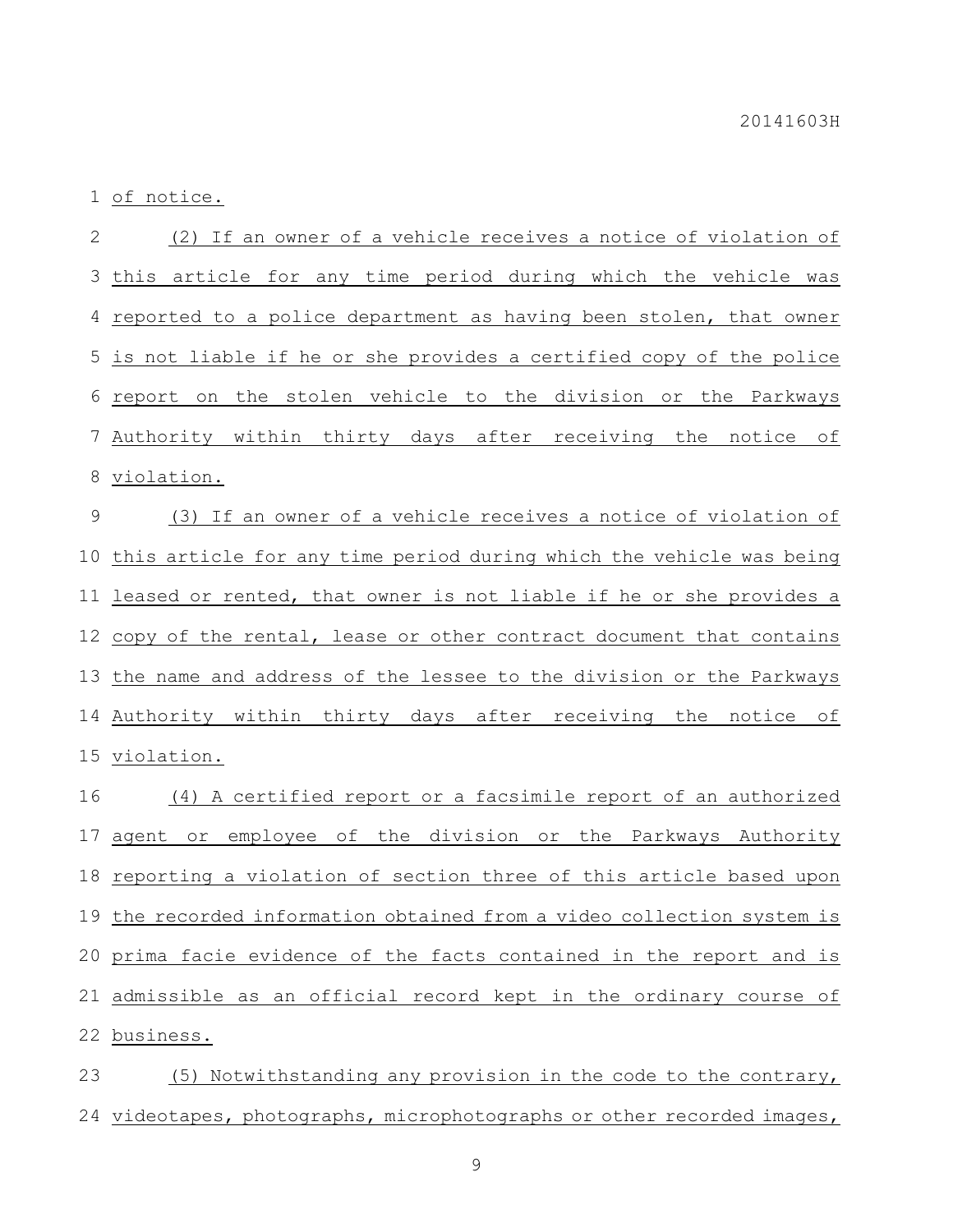of notice.

(2) If an owner of a vehicle receives a notice of violation of this article for any time period during which the vehicle was reported to a police department as having been stolen, that owner is not liable if he or she provides a certified copy of the police report on the stolen vehicle to the division or the Parkways Authority within thirty days after receiving the notice of violation.

(3) If an owner of a vehicle receives a notice of violation of this article for any time period during which the vehicle was being leased or rented, that owner is not liable if he or she provides a copy of the rental, lease or other contract document that contains the name and address of the lessee to the division or the Parkways Authority within thirty days after receiving the notice of violation.

(4) A certified report or a facsimile report of an authorized agent or employee of the division or the Parkways Authority reporting a violation of section three of this article based upon the recorded information obtained from a video collection system is prima facie evidence of the facts contained in the report and is admissible as an official record kept in the ordinary course of business.

(5) Notwithstanding any provision in the code to the contrary, videotapes, photographs, microphotographs or other recorded images,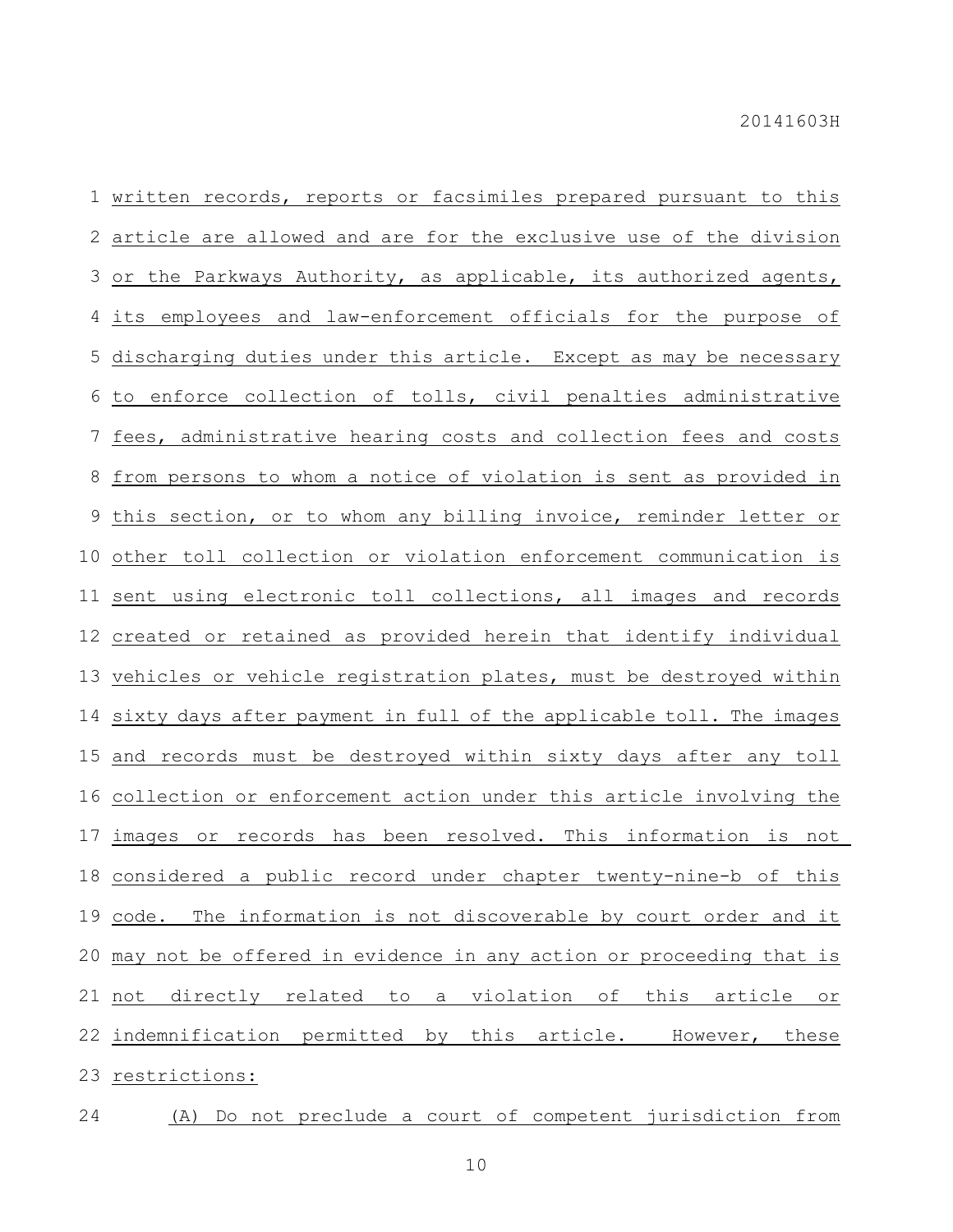written records, reports or facsimiles prepared pursuant to this article are allowed and are for the exclusive use of the division or the Parkways Authority, as applicable, its authorized agents, its employees and law-enforcement officials for the purpose of discharging duties under this article. Except as may be necessary to enforce collection of tolls, civil penalties administrative fees, administrative hearing costs and collection fees and costs from persons to whom a notice of violation is sent as provided in this section, or to whom any billing invoice, reminder letter or other toll collection or violation enforcement communication is sent using electronic toll collections, all images and records created or retained as provided herein that identify individual vehicles or vehicle registration plates, must be destroyed within sixty days after payment in full of the applicable toll. The images and records must be destroyed within sixty days after any toll collection or enforcement action under this article involving the images or records has been resolved. This information is not considered a public record under chapter twenty-nine-b of this code. The information is not discoverable by court order and it may not be offered in evidence in any action or proceeding that is not directly related to a violation of this article or indemnification permitted by this article. However, these restrictions:

(A) Do not preclude a court of competent jurisdiction from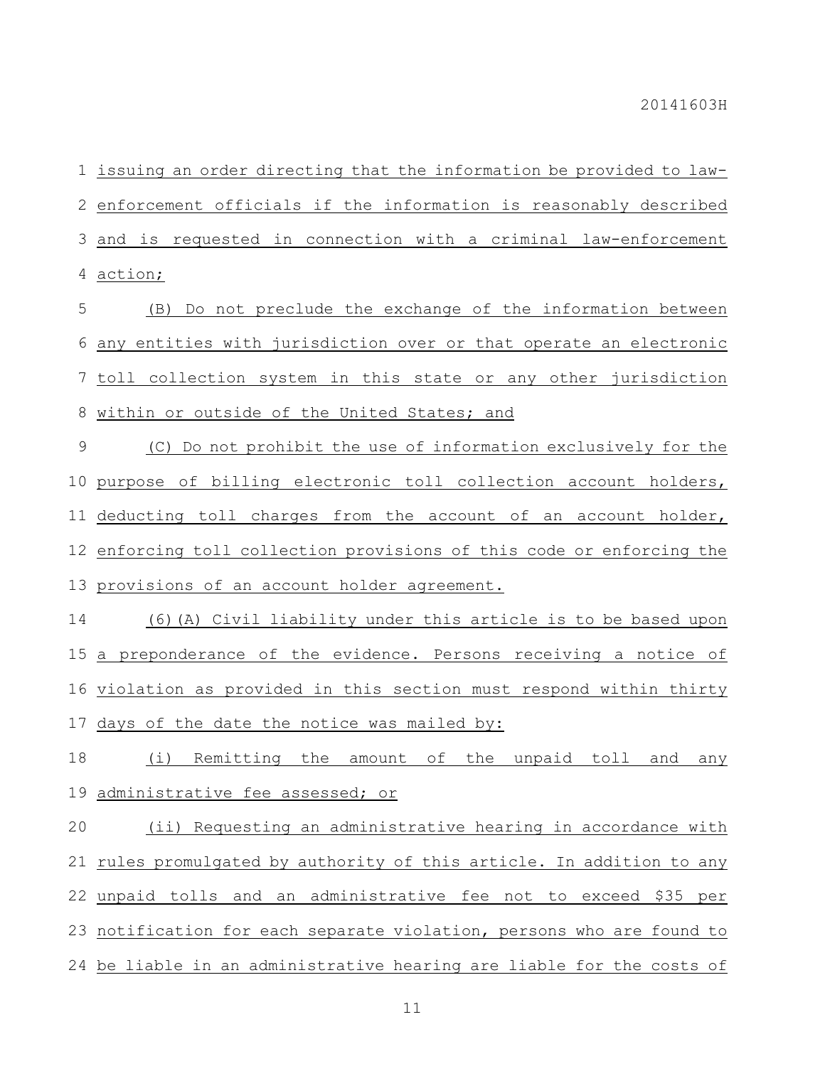issuing an order directing that the information be provided to law-enforcement officials if the information is reasonably described and is requested in connection with a criminal law-enforcement action;

(B) Do not preclude the exchange of the information between any entities with jurisdiction over or that operate an electronic toll collection system in this state or any other jurisdiction within or outside of the United States; and

(C) Do not prohibit the use of information exclusively for the purpose of billing electronic toll collection account holders, deducting toll charges from the account of an account holder, enforcing toll collection provisions of this code or enforcing the provisions of an account holder agreement.

(6)(A) Civil liability under this article is to be based upon a preponderance of the evidence. Persons receiving a notice of violation as provided in this section must respond within thirty days of the date the notice was mailed by:

(i) Remitting the amount of the unpaid toll and any administrative fee assessed; or

(ii) Requesting an administrative hearing in accordance with rules promulgated by authority of this article. In addition to any unpaid tolls and an administrative fee not to exceed $35 per notification for each separate violation, persons who are found to be liable in an administrative hearing are liable for the costs of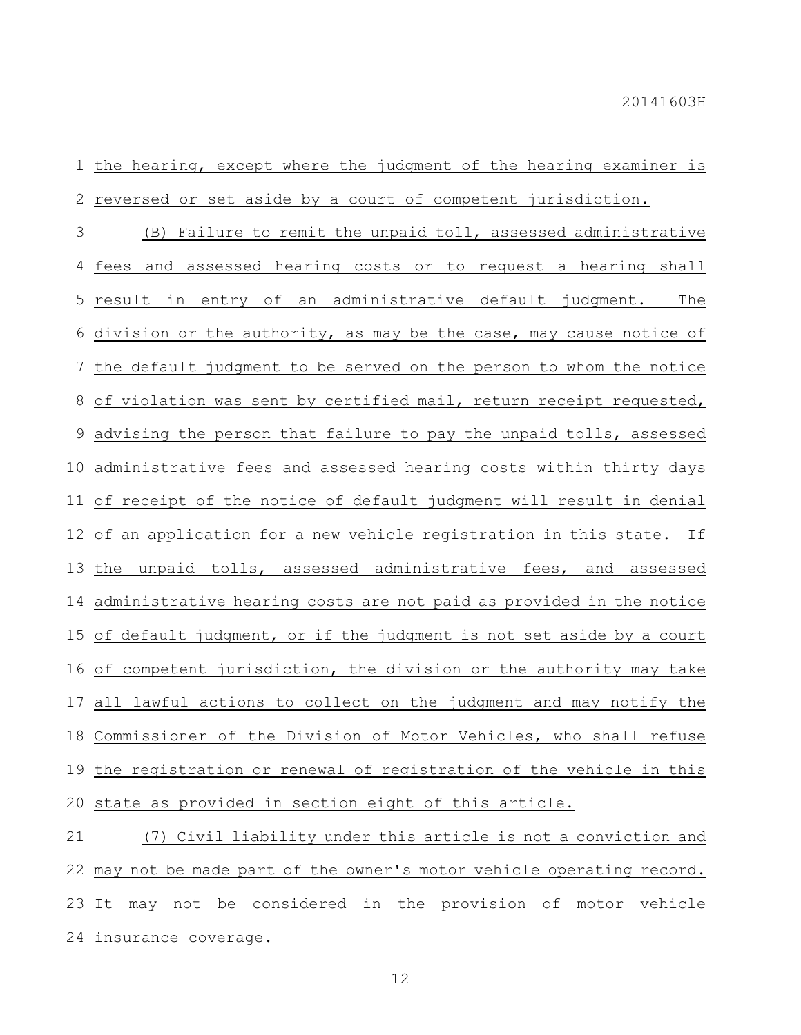the hearing, except where the judgment of the hearing examiner is reversed or set aside by a court of competent jurisdiction.

(B) Failure to remit the unpaid toll, assessed administrative fees and assessed hearing costs or to request a hearing shall result in entry of an administrative default judgment. The division or the authority, as may be the case, may cause notice of the default judgment to be served on the person to whom the notice of violation was sent by certified mail, return receipt requested, advising the person that failure to pay the unpaid tolls, assessed administrative fees and assessed hearing costs within thirty days of receipt of the notice of default judgment will result in denial of an application for a new vehicle registration in this state. If the unpaid tolls, assessed administrative fees, and assessed administrative hearing costs are not paid as provided in the notice of default judgment, or if the judgment is not set aside by a court of competent jurisdiction, the division or the authority may take all lawful actions to collect on the judgment and may notify the Commissioner of the Division of Motor Vehicles, who shall refuse the registration or renewal of registration of the vehicle in this state as provided in section eight of this article.

(7) Civil liability under this article is not a conviction and may not be made part of the owner's motor vehicle operating record. It may not be considered in the provision of motor vehicle insurance coverage.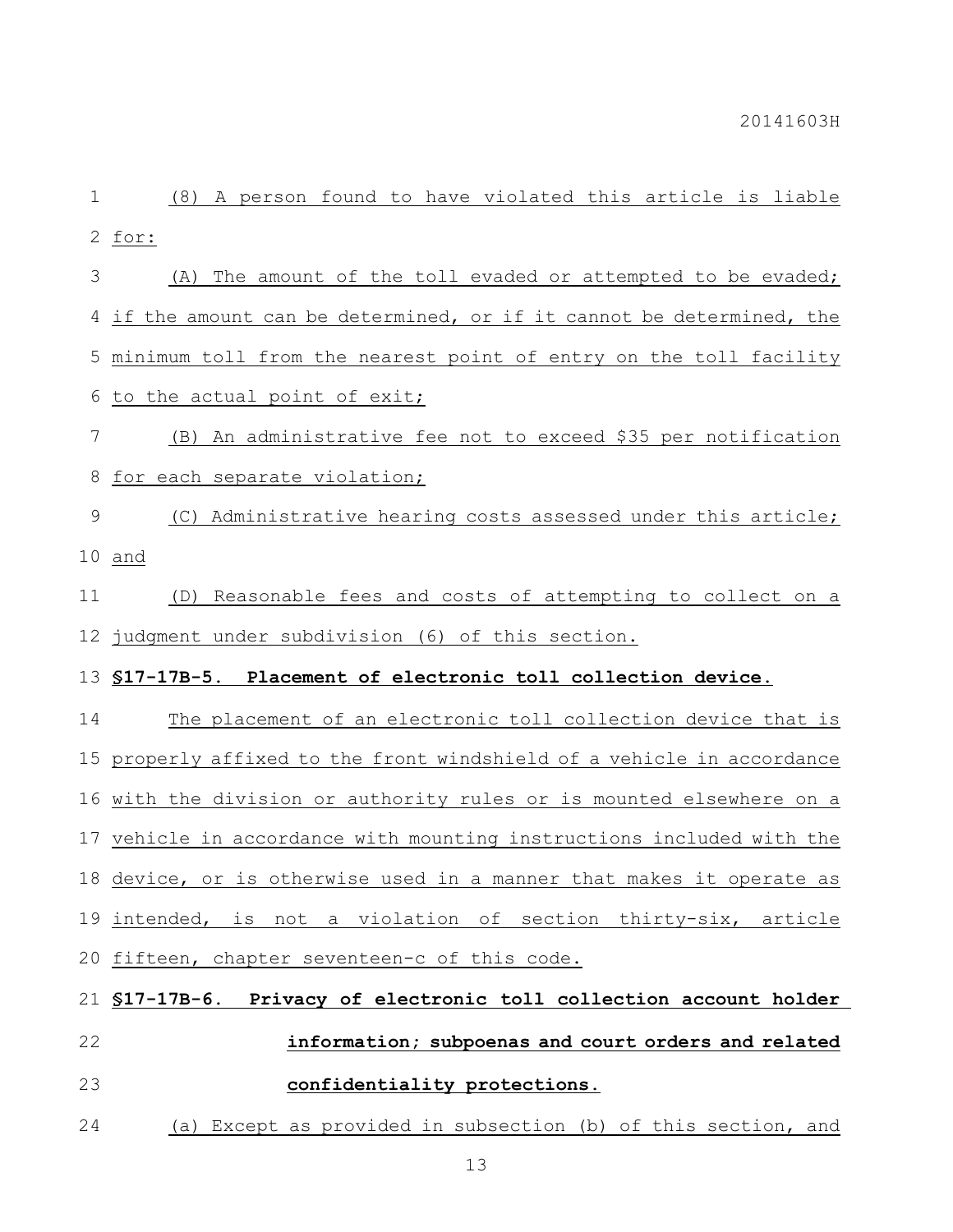(8) A person found to have violated this article is liable for:

(A) The amount of the toll evaded or attempted to be evaded; if the amount can be determined, or if it cannot be determined, the minimum toll from the nearest point of entry on the toll facility to the actual point of exit;

(B) An administrative fee not to exceed $35 per notification for each separate violation;

(C) Administrative hearing costs assessed under this article; and

(D) Reasonable fees and costs of attempting to collect on a judgment under subdivision (6) of this section.

**§17-17B-5. Placement of electronic toll collection device.**

The placement of an electronic toll collection device that is properly affixed to the front windshield of a vehicle in accordance with the division or authority rules or is mounted elsewhere on a vehicle in accordance with mounting instructions included with the device, or is otherwise used in a manner that makes it operate as intended, is not a violation of section thirty-six, article fifteen, chapter seventeen-c of this code.

**§17-17B-6. Privacy of electronic toll collection account holder information; subpoenas and court orders and related confidentiality protections.**

(a) Except as provided in subsection (b) of this section, and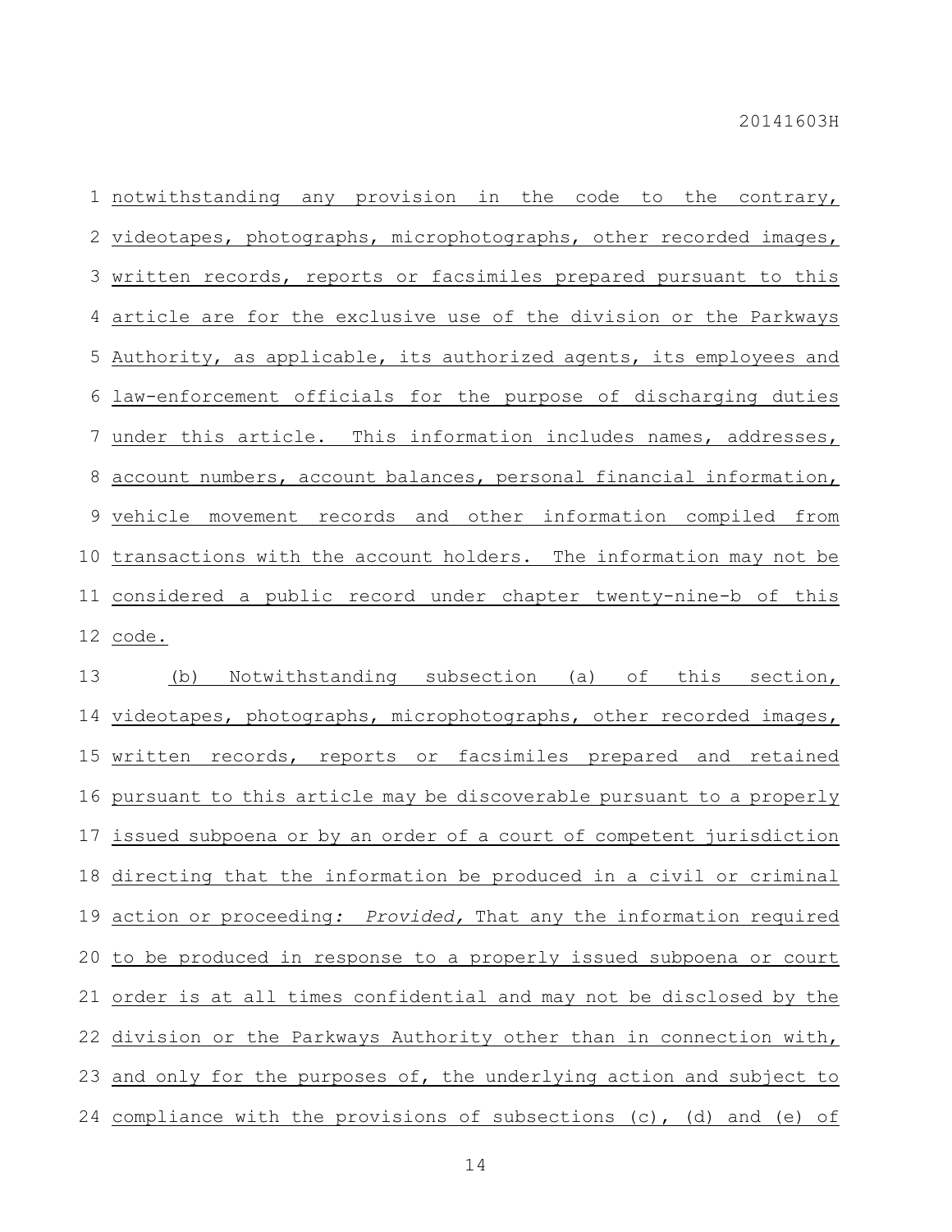notwithstanding any provision in the code to the contrary, videotapes, photographs, microphotographs, other recorded images, written records, reports or facsimiles prepared pursuant to this article are for the exclusive use of the division or the Parkways Authority, as applicable, its authorized agents, its employees and law-enforcement officials for the purpose of discharging duties under this article. This information includes names, addresses, account numbers, account balances, personal financial information, vehicle movement records and other information compiled from transactions with the account holders. The information may not be considered a public record under chapter twenty-nine-b of this code.

(b) Notwithstanding subsection (a) of this section, videotapes, photographs, microphotographs, other recorded images, written records, reports or facsimiles prepared and retained pursuant to this article may be discoverable pursuant to a properly issued subpoena or by an order of a court of competent jurisdiction directing that the information be produced in a civil or criminal action or proceeding: *Provided,* That any the information required to be produced in response to a properly issued subpoena or court order is at all times confidential and may not be disclosed by the division or the Parkways Authority other than in connection with, and only for the purposes of, the underlying action and subject to compliance with the provisions of subsections (c), (d) and (e) of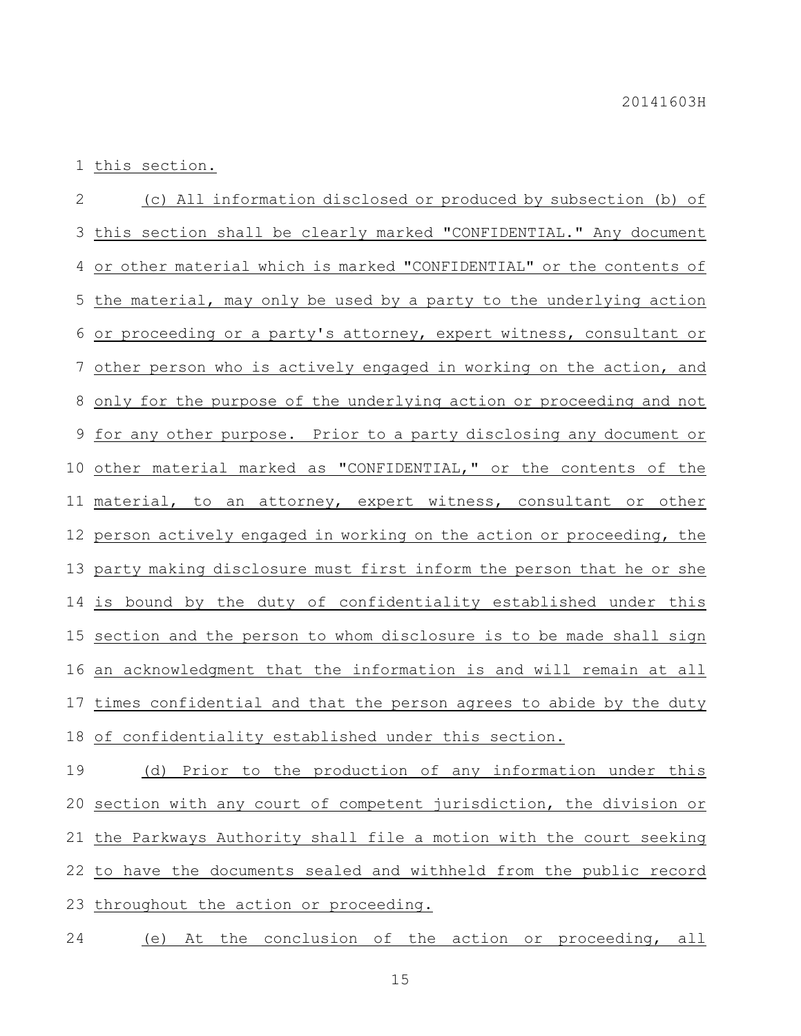this section.

(c) All information disclosed or produced by subsection (b) of this section shall be clearly marked "CONFIDENTIAL." Any document or other material which is marked "CONFIDENTIAL" or the contents of the material, may only be used by a party to the underlying action or proceeding or a party's attorney, expert witness, consultant or other person who is actively engaged in working on the action, and only for the purpose of the underlying action or proceeding and not for any other purpose. Prior to a party disclosing any document or other material marked as "CONFIDENTIAL," or the contents of the material, to an attorney, expert witness, consultant or other person actively engaged in working on the action or proceeding, the party making disclosure must first inform the person that he or she is bound by the duty of confidentiality established under this section and the person to whom disclosure is to be made shall sign an acknowledgment that the information is and will remain at all times confidential and that the person agrees to abide by the duty of confidentiality established under this section.

(d) Prior to the production of any information under this section with any court of competent jurisdiction, the division or the Parkways Authority shall file a motion with the court seeking to have the documents sealed and withheld from the public record throughout the action or proceeding.

(e) At the conclusion of the action or proceeding, all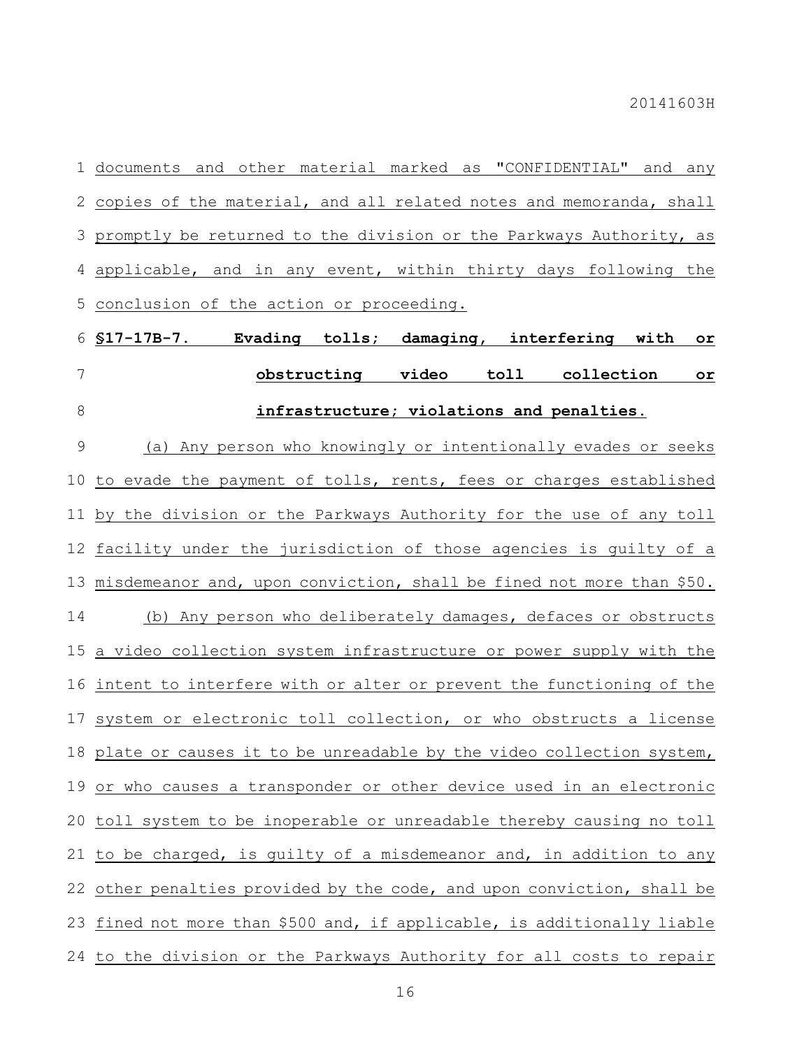documents and other material marked as "CONFIDENTIAL" and any copies of the material, and all related notes and memoranda, shall promptly be returned to the division or the Parkways Authority, as applicable, and in any event, within thirty days following the conclusion of the action or proceeding.

**§17-17B-7. Evading tolls; damaging, interfering with or obstructing video toll collection or infrastructure; violations and penalties.**

(a) Any person who knowingly or intentionally evades or seeks to evade the payment of tolls, rents, fees or charges established by the division or the Parkways Authority for the use of any toll facility under the jurisdiction of those agencies is guilty of a misdemeanor and, upon conviction, shall be fined not more than $50.

(b) Any person who deliberately damages, defaces or obstructs a video collection system infrastructure or power supply with the intent to interfere with or alter or prevent the functioning of the system or electronic toll collection, or who obstructs a license plate or causes it to be unreadable by the video collection system, or who causes a transponder or other device used in an electronic toll system to be inoperable or unreadable thereby causing no toll to be charged, is guilty of a misdemeanor and, in addition to any other penalties provided by the code, and upon conviction, shall be fined not more than $500 and, if applicable, is additionally liable to the division or the Parkways Authority for all costs to repair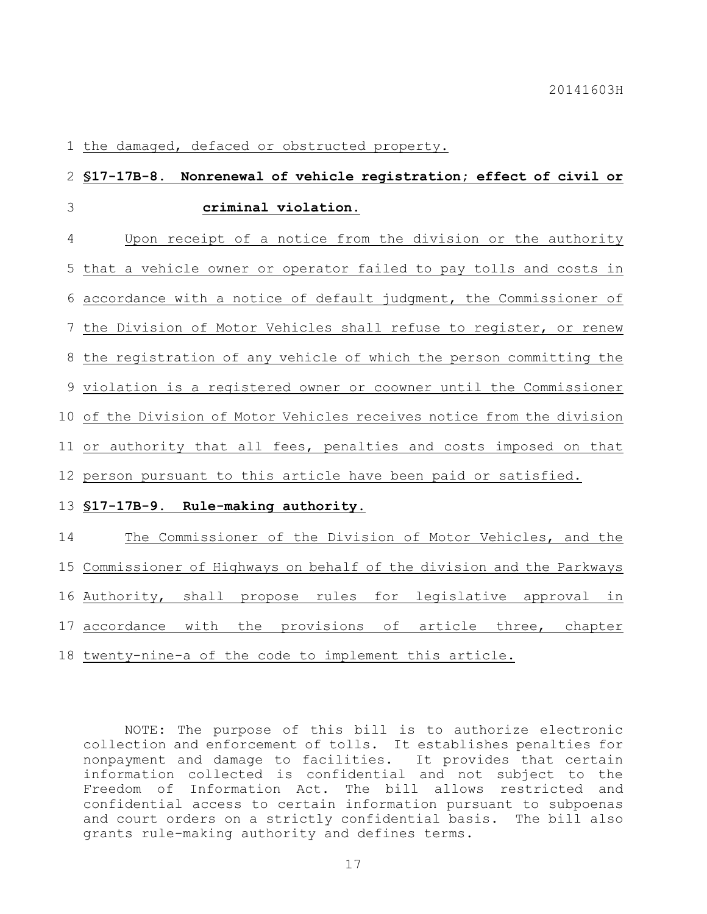the damaged, defaced or obstructed property.

**§17-17B-8. Nonrenewal of vehicle registration; effect of civil or criminal violation.**

Upon receipt of a notice from the division or the authority that a vehicle owner or operator failed to pay tolls and costs in accordance with a notice of default judgment, the Commissioner of the Division of Motor Vehicles shall refuse to register, or renew the registration of any vehicle of which the person committing the violation is a registered owner or coowner until the Commissioner of the Division of Motor Vehicles receives notice from the division or authority that all fees, penalties and costs imposed on that person pursuant to this article have been paid or satisfied.

**§17-17B-9. Rule-making authority.**

The Commissioner of the Division of Motor Vehicles, and the Commissioner of Highways on behalf of the division and the Parkways Authority, shall propose rules for legislative approval in accordance with the provisions of article three, chapter twenty-nine-a of the code to implement this article.

NOTE: The purpose of this bill is to authorize electronic collection and enforcement of tolls. It establishes penalties for nonpayment and damage to facilities. It provides that certain information collected is confidential and not subject to the Freedom of Information Act. The bill allows restricted and confidential access to certain information pursuant to subpoenas and court orders on a strictly confidential basis. The bill also grants rule-making authority and defines terms.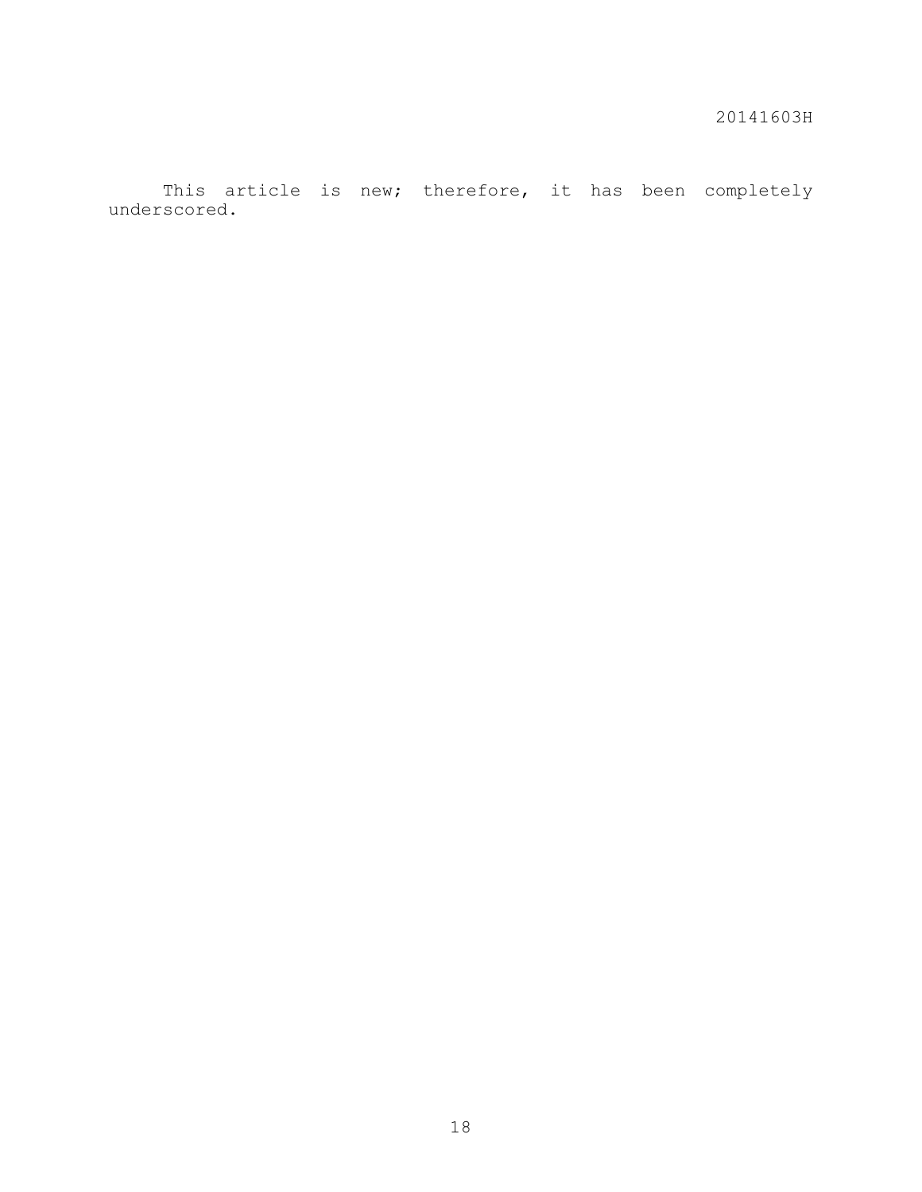This article is new; therefore, it has been completely underscored.